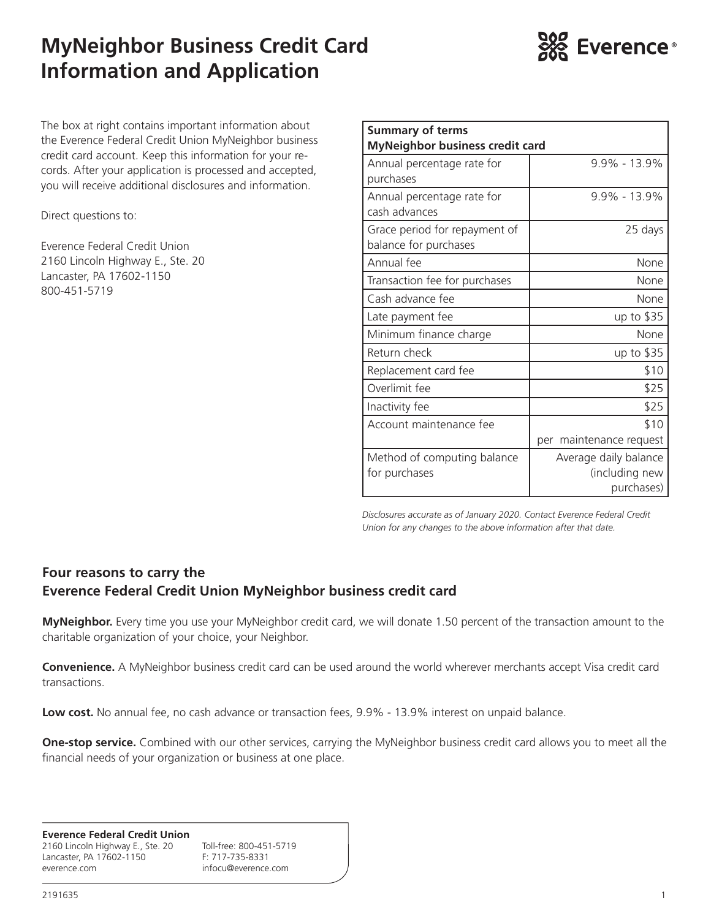# MyNeighbor Business Credit Card Information and Application

Everence®

The box at right contains important information about the Everence Federal Credit Union MyNeighbor business credit card account. Keep this information for your records. After your application is processed and accepted, you will receive additional disclosures and information.

Direct questions to:

Everence Federal Credit Union
2160 Lincoln Highway E., Ste. 20
Lancaster, PA 17602-1150
800-451-5719

| **Summary of terms MyNeighbor business credit card** | |
|---|---|
| Annual percentage rate for purchases | 9.9% - 13.9% |
| Annual percentage rate for cash advances | 9.9% - 13.9% |
| Grace period for repayment of balance for purchases | 25 days |
| Annual fee | None |
| Transaction fee for purchases | None |
| Cash advance fee | None |
| Late payment fee | up to $35 |
| Minimum finance charge | None |
| Return check | up to $35 |
| Replacement card fee | $10 |
| Overlimit fee | $25 |
| Inactivity fee | $25 |
| Account maintenance fee | $10 per maintenance request |
| Method of computing balance for purchases | Average daily balance (including new purchases) |

*Disclosures accurate as of January 2020. Contact Everence Federal Credit Union for any changes to the above information after that date.*

## Four reasons to carry the Everence Federal Credit Union MyNeighbor business credit card

**MyNeighbor.** Every time you use your MyNeighbor credit card, we will donate 1.50 percent of the transaction amount to the charitable organization of your choice, your Neighbor.

**Convenience.** A MyNeighbor business credit card can be used around the world wherever merchants accept Visa credit card transactions.

**Low cost.** No annual fee, no cash advance or transaction fees, 9.9% - 13.9% interest on unpaid balance.

**One-stop service.** Combined with our other services, carrying the MyNeighbor business credit card allows you to meet all the financial needs of your organization or business at one place.

**Everence Federal Credit Union**
2160 Lincoln Highway E., Ste. 20
Lancaster, PA 17602-1150
everence.com

Toll-free: 800-451-5719
F: 717-735-8331
infocu@everence.com

2191635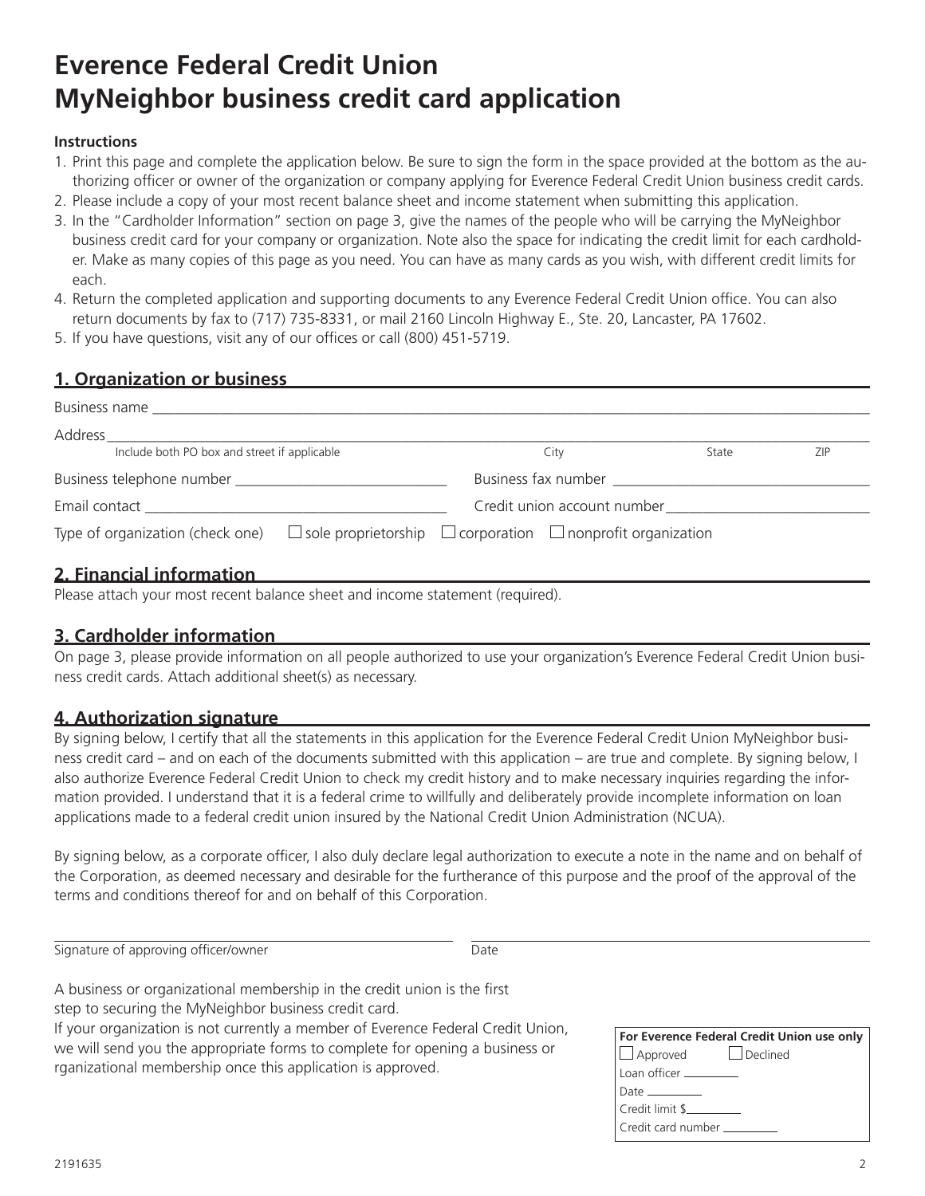# Everence Federal Credit Union
# MyNeighbor business credit card application

**Instructions**

1. Print this page and complete the application below. Be sure to sign the form in the space provided at the bottom as the authorizing officer or owner of the organization or company applying for Everence Federal Credit Union business credit cards.
2. Please include a copy of your most recent balance sheet and income statement when submitting this application.
3. In the "Cardholder Information" section on page 3, give the names of the people who will be carrying the MyNeighbor business credit card for your company or organization. Note also the space for indicating the credit limit for each cardholder. Make as many copies of this page as you need. You can have as many cards as you wish, with different credit limits for each.
4. Return the completed application and supporting documents to any Everence Federal Credit Union office. You can also return documents by fax to (717) 735-8331, or mail 2160 Lincoln Highway E., Ste. 20, Lancaster, PA 17602.
5. If you have questions, visit any of our offices or call (800) 451-5719.

## 1. Organization or business

Business name ______________________________

Address ______________________________
Include both PO box and street if applicable — City — State — ZIP

Business telephone number ______________ Business fax number ______________

Email contact ______________ Credit union account number ______________

Type of organization (check one) ☐ sole proprietorship ☐ corporation ☐ nonprofit organization

## 2. Financial information

Please attach your most recent balance sheet and income statement (required).

## 3. Cardholder information

On page 3, please provide information on all people authorized to use your organization's Everence Federal Credit Union business credit cards. Attach additional sheet(s) as necessary.

## 4. Authorization signature

By signing below, I certify that all the statements in this application for the Everence Federal Credit Union MyNeighbor business credit card – and on each of the documents submitted with this application – are true and complete. By signing below, I also authorize Everence Federal Credit Union to check my credit history and to make necessary inquiries regarding the information provided. I understand that it is a federal crime to willfully and deliberately provide incomplete information on loan applications made to a federal credit union insured by the National Credit Union Administration (NCUA).

By signing below, as a corporate officer, I also duly declare legal authorization to execute a note in the name and on behalf of the Corporation, as deemed necessary and desirable for the furtherance of this purpose and the proof of the approval of the terms and conditions thereof for and on behalf of this Corporation.

______________________________ ______________________________
Signature of approving officer/owner — Date

A business or organizational membership in the credit union is the first step to securing the MyNeighbor business credit card.
If your organization is not currently a member of Everence Federal Credit Union, we will send you the appropriate forms to complete for opening a business or rganizational membership once this application is approved.

| For Everence Federal Credit Union use only |
|---|
| ☐ Approved ☐ Declined |
| Loan officer ________ |
| Date ________ |
| Credit limit $________ |
| Credit card number ________ |

2191635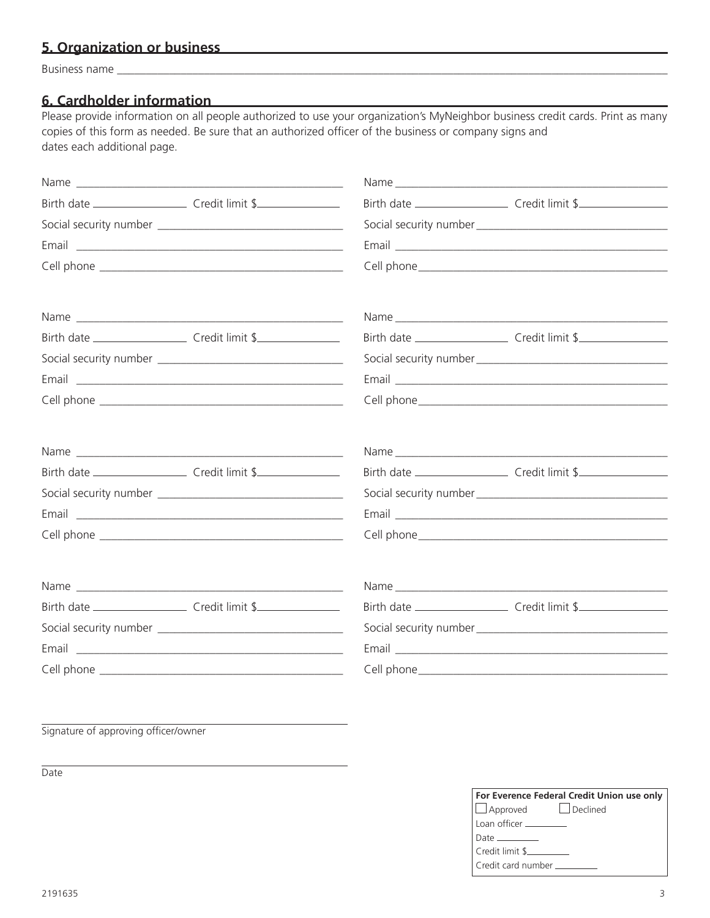## 5. Organization or business

Business name ______________________________________________

## 6. Cardholder information

Please provide information on all people authorized to use your organization's MyNeighbor business credit cards. Print as many copies of this form as needed. Be sure that an authorized officer of the business or company signs and dates each additional page.

Name ______________________________________________
Birth date ________________ Credit limit $______________
Social security number ______________________________
Email ______________________________________________
Cell phone __________________________________________

Name ______________________________________________
Birth date ________________ Credit limit $______________
Social security number ______________________________
Email ______________________________________________
Cell phone __________________________________________

Name ______________________________________________
Birth date ________________ Credit limit $______________
Social security number ______________________________
Email ______________________________________________
Cell phone __________________________________________

Name ______________________________________________
Birth date ________________ Credit limit $______________
Social security number ______________________________
Email ______________________________________________
Cell phone __________________________________________

Name ______________________________________________
Birth date ________________ Credit limit $______________
Social security number ______________________________
Email ______________________________________________
Cell phone __________________________________________

Name ______________________________________________
Birth date ________________ Credit limit $______________
Social security number ______________________________
Email ______________________________________________
Cell phone __________________________________________

Name ______________________________________________
Birth date ________________ Credit limit $______________
Social security number ______________________________
Email ______________________________________________
Cell phone __________________________________________

Name ______________________________________________
Birth date ________________ Credit limit $______________
Social security number ______________________________
Email ______________________________________________
Cell phone __________________________________________

______________________________________________
Signature of approving officer/owner

______________________________________________
Date

**For Everence Federal Credit Union use only**

☐ Approved ☐ Declined
Loan officer _________
Date _________
Credit limit $_________
Credit card number _________

2191635